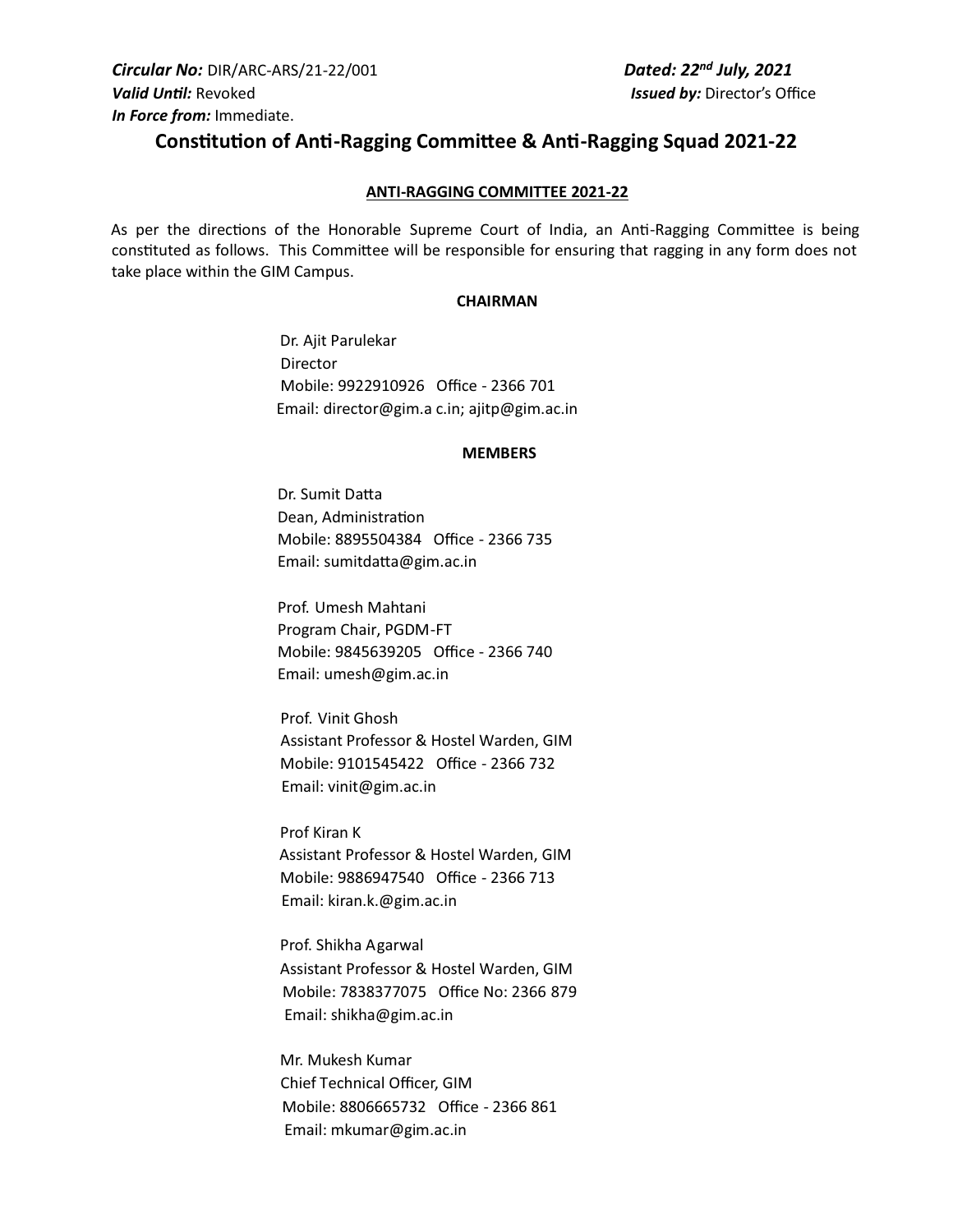***Circular No:*** DIR/ARC-ARS/21-22/001 ***Dated: 22nd July, 2021***
***Valid Until:*** Revoked ***Issued by:*** Director's Office
***In Force from:*** Immediate.

# Constitution of Anti-Ragging Committee & Anti-Ragging Squad 2021-22

## ANTI-RAGGING COMMITTEE 2021-22

As per the directions of the Honorable Supreme Court of India, an Anti-Ragging Committee is being constituted as follows. This Committee will be responsible for ensuring that ragging in any form does not take place within the GIM Campus.

### CHAIRMAN

Dr. Ajit Parulekar
Director
Mobile: 9922910926 Office - 2366 701
Email: director@gim.a c.in; ajitp@gim.ac.in

### MEMBERS

Dr. Sumit Datta
Dean, Administration
Mobile: 8895504384 Office - 2366 735
Email: sumitdatta@gim.ac.in

Prof. Umesh Mahtani
Program Chair, PGDM-FT
Mobile: 9845639205 Office - 2366 740
Email: umesh@gim.ac.in

Prof. Vinit Ghosh
Assistant Professor & Hostel Warden, GIM
Mobile: 9101545422 Office - 2366 732
Email: vinit@gim.ac.in

Prof Kiran K
Assistant Professor & Hostel Warden, GIM
Mobile: 9886947540 Office - 2366 713
Email: kiran.k.@gim.ac.in

Prof. Shikha Agarwal
Assistant Professor & Hostel Warden, GIM
Mobile: 7838377075 Office No: 2366 879
Email: shikha@gim.ac.in

Mr. Mukesh Kumar
Chief Technical Officer, GIM
Mobile: 8806665732 Office - 2366 861
Email: mkumar@gim.ac.in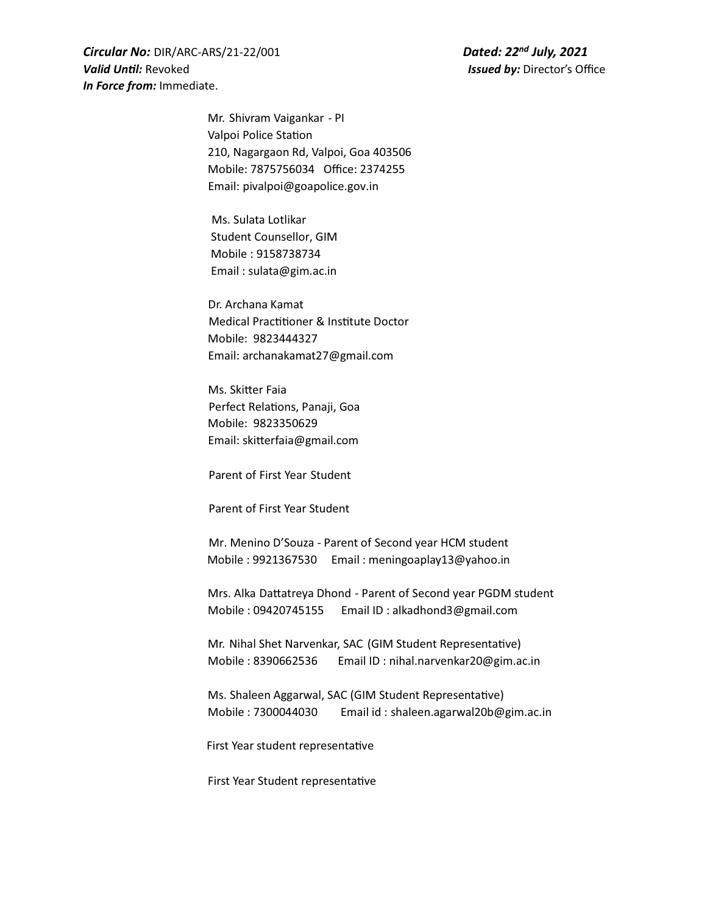***Circular No:*** DIR/ARC-ARS/21-22/001

***Valid Until:*** Revoked

***In Force from:*** Immediate.

***Dated: 22nd July, 2021***

***Issued by:*** Director's Office

Mr. Shivram Vaigankar - PI
Valpoi Police Station
210, Nagargaon Rd, Valpoi, Goa 403506
Mobile: 7875756034 Office: 2374255
Email: pivalpoi@goapolice.gov.in

Ms. Sulata Lotlikar
Student Counsellor, GIM
Mobile : 9158738734
Email : sulata@gim.ac.in

Dr. Archana Kamat
Medical Practitioner & Institute Doctor
Mobile: 9823444327
Email: archanakamat27@gmail.com

Ms. Skitter Faia
Perfect Relations, Panaji, Goa
Mobile: 9823350629
Email: skitterfaia@gmail.com

Parent of First Year Student

Parent of First Year Student

Mr. Menino D'Souza - Parent of Second year HCM student
Mobile : 9921367530 Email : meningoaplay13@yahoo.in

Mrs. Alka Dattatreya Dhond - Parent of Second year PGDM student
Mobile : 09420745155 Email ID : alkadhond3@gmail.com

Mr. Nihal Shet Narvenkar, SAC (GIM Student Representative)
Mobile : 8390662536 Email ID : nihal.narvenkar20@gim.ac.in

Ms. Shaleen Aggarwal, SAC (GIM Student Representative)
Mobile : 7300044030 Email id : shaleen.agarwal20b@gim.ac.in

First Year student representative

First Year Student representative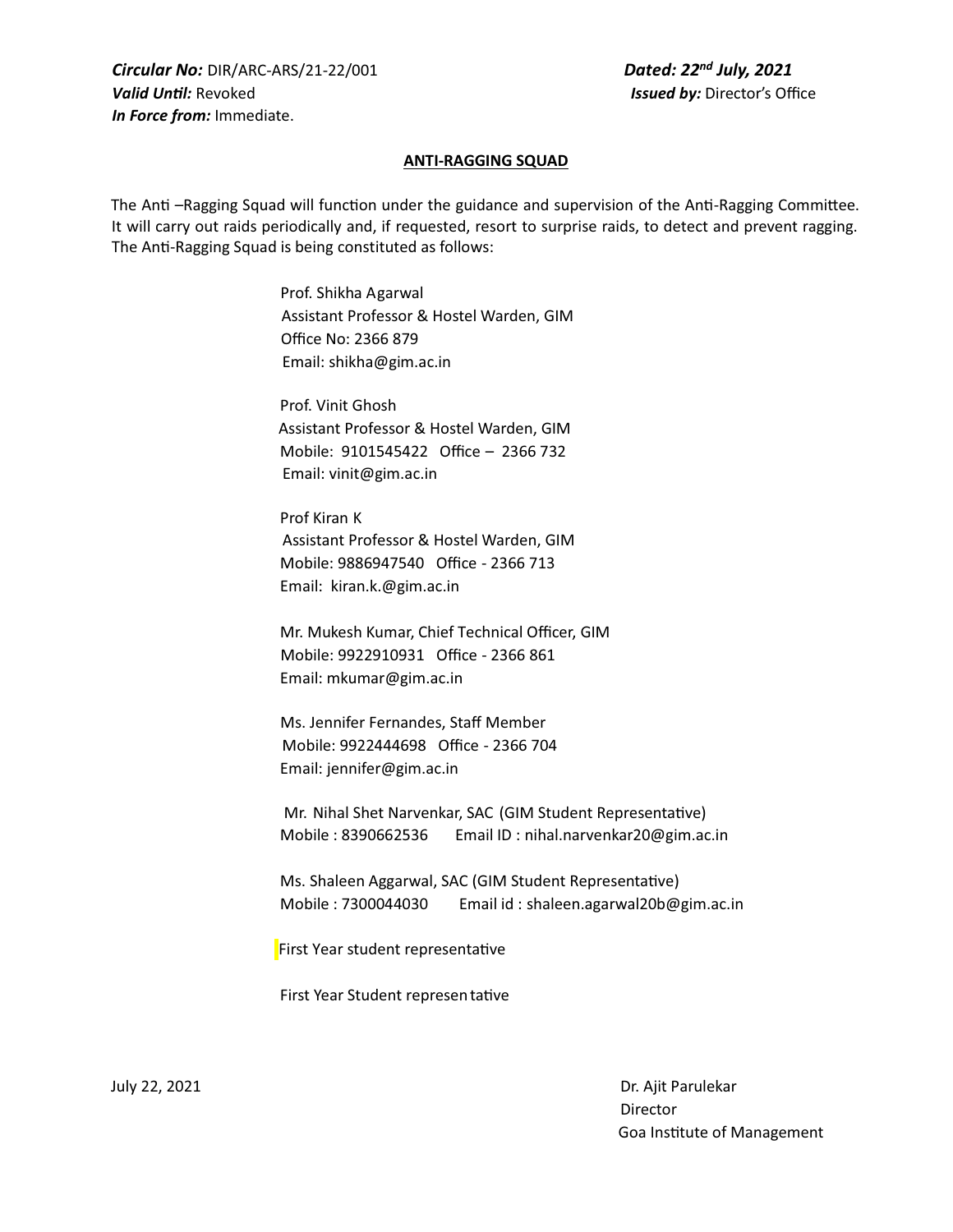***Circular No:*** DIR/ARC-ARS/21-22/001
***Valid Until:*** Revoked
***In Force from:*** Immediate.

***Dated: 22nd July, 2021***
***Issued by:*** Director's Office

## ANTI-RAGGING SQUAD

The Anti –Ragging Squad will function under the guidance and supervision of the Anti-Ragging Committee. It will carry out raids periodically and, if requested, resort to surprise raids, to detect and prevent ragging. The Anti-Ragging Squad is being constituted as follows:

Prof. Shikha Agarwal
Assistant Professor & Hostel Warden, GIM
Office No: 2366 879
Email: shikha@gim.ac.in

Prof. Vinit Ghosh
Assistant Professor & Hostel Warden, GIM
Mobile: 9101545422 Office – 2366 732
Email: vinit@gim.ac.in

Prof Kiran K
Assistant Professor & Hostel Warden, GIM
Mobile: 9886947540 Office - 2366 713
Email: kiran.k.@gim.ac.in

Mr. Mukesh Kumar, Chief Technical Officer, GIM
Mobile: 9922910931 Office - 2366 861
Email: mkumar@gim.ac.in

Ms. Jennifer Fernandes, Staff Member
Mobile: 9922444698 Office - 2366 704
Email: jennifer@gim.ac.in

Mr. Nihal Shet Narvenkar, SAC (GIM Student Representative)
Mobile : 8390662536 Email ID : nihal.narvenkar20@gim.ac.in

Ms. Shaleen Aggarwal, SAC (GIM Student Representative)
Mobile : 7300044030 Email id : shaleen.agarwal20b@gim.ac.in

First Year student representative

First Year Student represen tative

July 22, 2021

Dr. Ajit Parulekar
Director
Goa Institute of Management